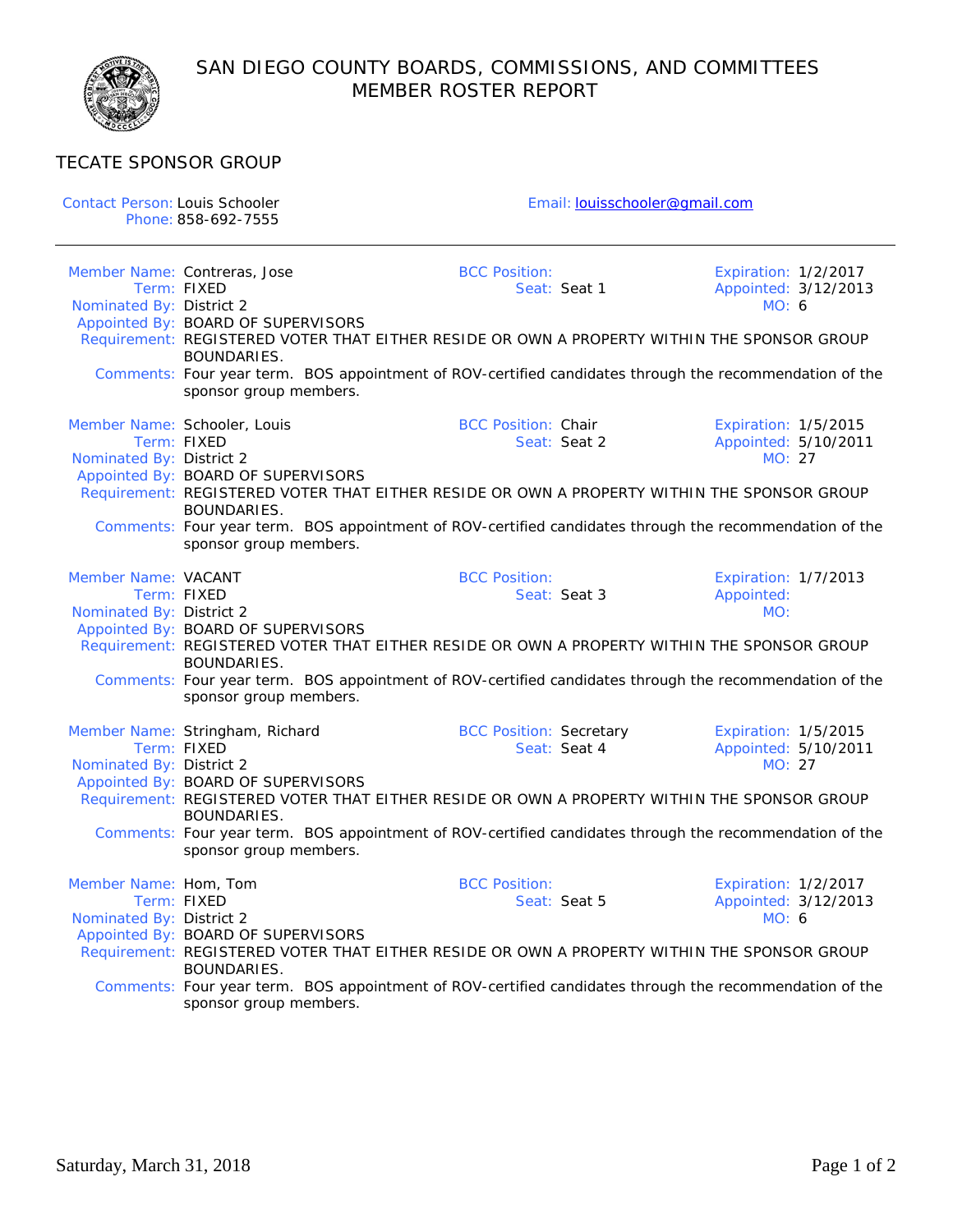# SAN DIEGO COUNTY BOARDS, COMMISSIONS, AND COMMITTEES
## MEMBER ROSTER REPORT

### TECATE SPONSOR GROUP

Contact Person: Louis Schooler
Phone: 858-692-7555

Email: louisschooler@gmail.com

---

**Member Name:** Contreras, Jose
**Term:** FIXED
**Nominated By:** District 2
**Appointed By:** BOARD OF SUPERVISORS
**BCC Position:**
**Seat:** Seat 1
**Expiration:** 1/2/2017
**Appointed:** 3/12/2013
**MO:** 6
**Requirement:** REGISTERED VOTER THAT EITHER RESIDE OR OWN A PROPERTY WITHIN THE SPONSOR GROUP BOUNDARIES.
**Comments:** Four year term. BOS appointment of ROV-certified candidates through the recommendation of the sponsor group members.

**Member Name:** Schooler, Louis
**Term:** FIXED
**Nominated By:** District 2
**Appointed By:** BOARD OF SUPERVISORS
**BCC Position:** Chair
**Seat:** Seat 2
**Expiration:** 1/5/2015
**Appointed:** 5/10/2011
**MO:** 27
**Requirement:** REGISTERED VOTER THAT EITHER RESIDE OR OWN A PROPERTY WITHIN THE SPONSOR GROUP BOUNDARIES.
**Comments:** Four year term. BOS appointment of ROV-certified candidates through the recommendation of the sponsor group members.

**Member Name:** VACANT
**Term:** FIXED
**Nominated By:** District 2
**Appointed By:** BOARD OF SUPERVISORS
**BCC Position:**
**Seat:** Seat 3
**Expiration:** 1/7/2013
**Appointed:**
**MO:**
**Requirement:** REGISTERED VOTER THAT EITHER RESIDE OR OWN A PROPERTY WITHIN THE SPONSOR GROUP BOUNDARIES.
**Comments:** Four year term. BOS appointment of ROV-certified candidates through the recommendation of the sponsor group members.

**Member Name:** Stringham, Richard
**Term:** FIXED
**Nominated By:** District 2
**Appointed By:** BOARD OF SUPERVISORS
**BCC Position:** Secretary
**Seat:** Seat 4
**Expiration:** 1/5/2015
**Appointed:** 5/10/2011
**MO:** 27
**Requirement:** REGISTERED VOTER THAT EITHER RESIDE OR OWN A PROPERTY WITHIN THE SPONSOR GROUP BOUNDARIES.
**Comments:** Four year term. BOS appointment of ROV-certified candidates through the recommendation of the sponsor group members.

**Member Name:** Hom, Tom
**Term:** FIXED
**Nominated By:** District 2
**Appointed By:** BOARD OF SUPERVISORS
**BCC Position:**
**Seat:** Seat 5
**Expiration:** 1/2/2017
**Appointed:** 3/12/2013
**MO:** 6
**Requirement:** REGISTERED VOTER THAT EITHER RESIDE OR OWN A PROPERTY WITHIN THE SPONSOR GROUP BOUNDARIES.
**Comments:** Four year term. BOS appointment of ROV-certified candidates through the recommendation of the sponsor group members.

Saturday, March 31, 2018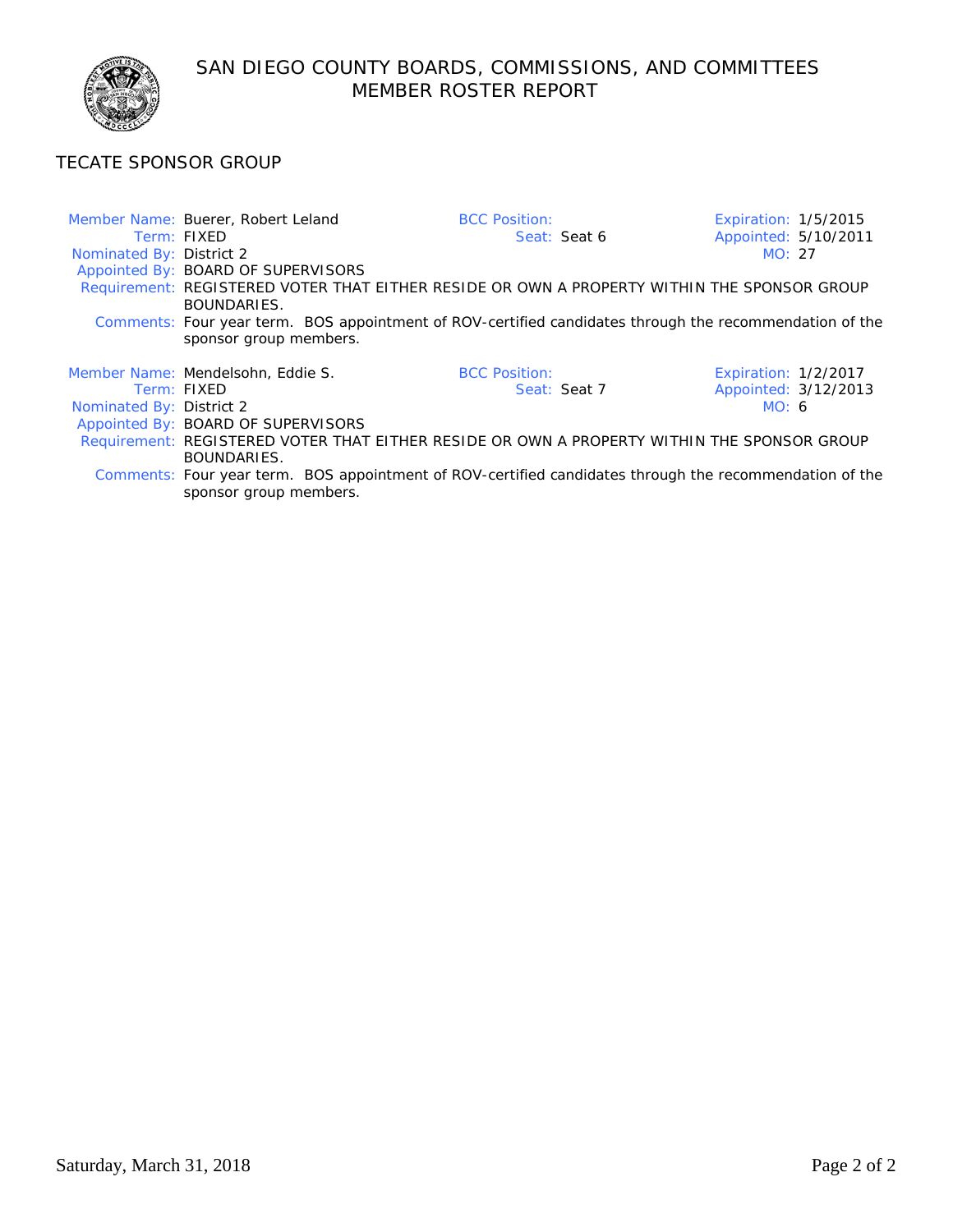# SAN DIEGO COUNTY BOARDS, COMMISSIONS, AND COMMITTEES
# MEMBER ROSTER REPORT

## TECATE SPONSOR GROUP

Member Name: Buerer, Robert Leland
BCC Position:
Expiration: 1/5/2015
Term: FIXED
Seat: Seat 6
Appointed: 5/10/2011
Nominated By: District 2
MO: 27
Appointed By: BOARD OF SUPERVISORS
Requirement: REGISTERED VOTER THAT EITHER RESIDE OR OWN A PROPERTY WITHIN THE SPONSOR GROUP BOUNDARIES.
Comments: Four year term. BOS appointment of ROV-certified candidates through the recommendation of the sponsor group members.

Member Name: Mendelsohn, Eddie S.
BCC Position:
Expiration: 1/2/2017
Term: FIXED
Seat: Seat 7
Appointed: 3/12/2013
Nominated By: District 2
MO: 6
Appointed By: BOARD OF SUPERVISORS
Requirement: REGISTERED VOTER THAT EITHER RESIDE OR OWN A PROPERTY WITHIN THE SPONSOR GROUP BOUNDARIES.
Comments: Four year term. BOS appointment of ROV-certified candidates through the recommendation of the sponsor group members.

Saturday, March 31, 2018